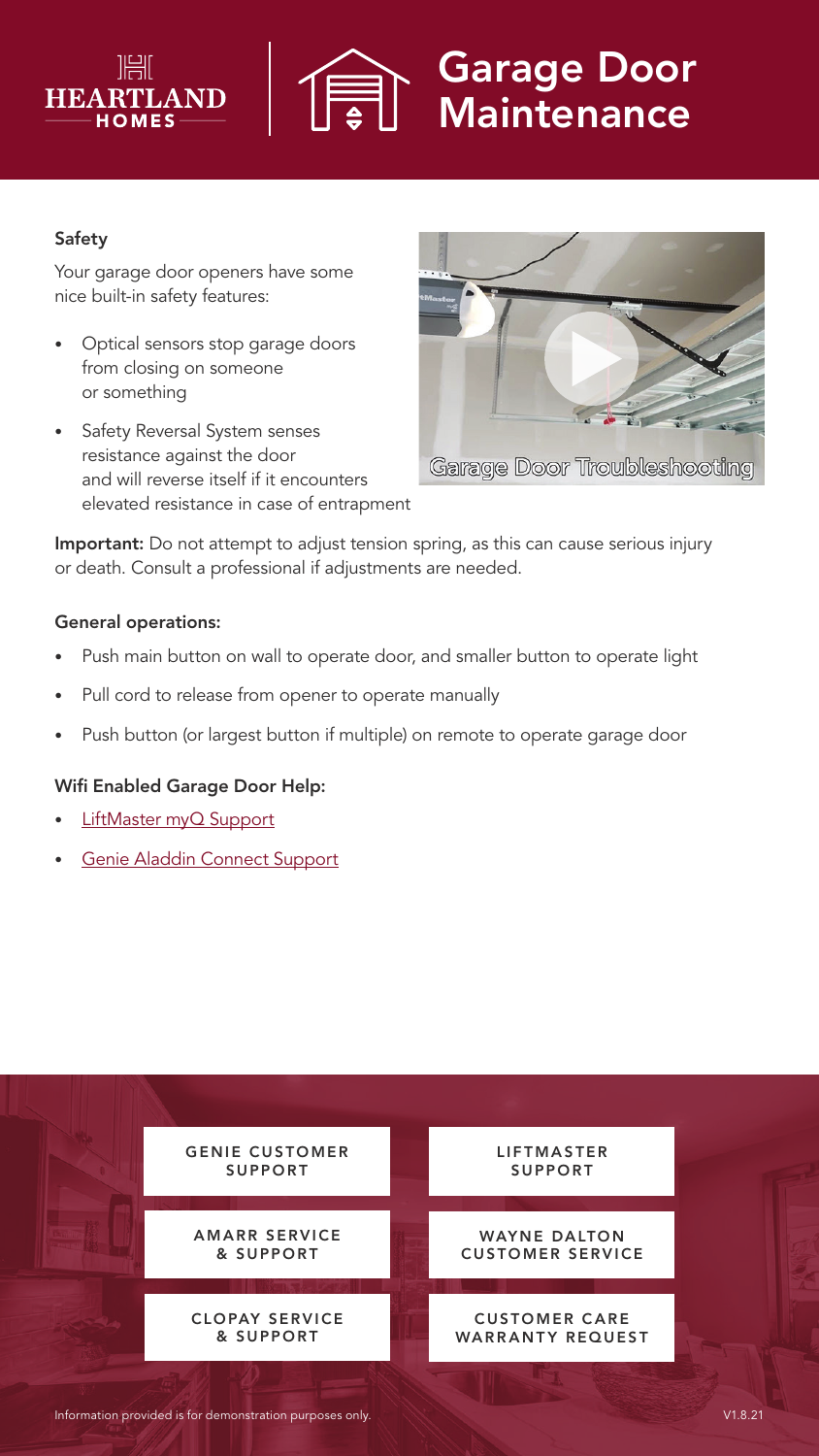# Garage Door Maintenance

HEARTLAND HOMES

### Safety

Your garage door openers have some nice built-in safety features:

- Optical sensors stop garage doors from closing on someone or something
- Safety Reversal System senses resistance against the door and will reverse itself if it encounters elevated resistance in case of entrapment

Garage Door Troubleshooting

**Important:** Do not attempt to adjust tension spring, as this can cause serious injury or death. Consult a professional if adjustments are needed.

### General operations:

- Push main button on wall to operate door, and smaller button to operate light
- Pull cord to release from opener to operate manually
- Push button (or largest button if multiple) on remote to operate garage door

### Wifi Enabled Garage Door Help:

- LiftMaster myQ Support
- Genie Aladdin Connect Support

GENIE CUSTOMER SUPPORT

LIFTMASTER SUPPORT

AMARR SERVICE & SUPPORT

WAYNE DALTON CUSTOMER SERVICE

CLOPAY SERVICE & SUPPORT

CUSTOMER CARE WARRANTY REQUEST

Information provided is for demonstration purposes only.

V1.8.21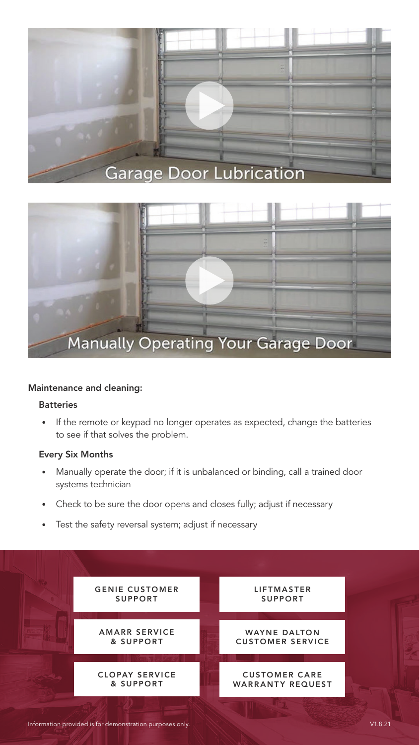Garage Door Lubrication

Manually Operating Your Garage Door

**Maintenance and cleaning:**

**Batteries**

- If the remote or keypad no longer operates as expected, change the batteries to see if that solves the problem.

**Every Six Months**

- Manually operate the door; if it is unbalanced or binding, call a trained door systems technician
- Check to be sure the door opens and closes fully; adjust if necessary
- Test the safety reversal system; adjust if necessary

GENIE CUSTOMER SUPPORT

LIFTMASTER SUPPORT

AMARR SERVICE & SUPPORT

WAYNE DALTON CUSTOMER SERVICE

CLOPAY SERVICE & SUPPORT

CUSTOMER CARE WARRANTY REQUEST

Information provided is for demonstration purposes only.

V1.8.21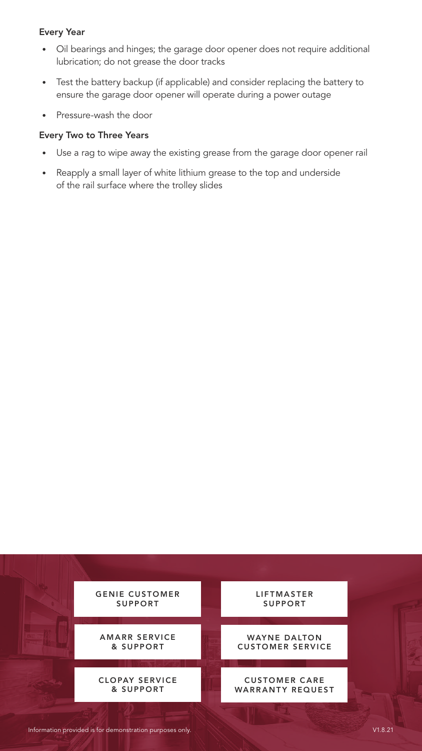### Every Year

- Oil bearings and hinges; the garage door opener does not require additional lubrication; do not grease the door tracks
- Test the battery backup (if applicable) and consider replacing the battery to ensure the garage door opener will operate during a power outage
- Pressure-wash the door

### Every Two to Three Years

- Use a rag to wipe away the existing grease from the garage door opener rail
- Reapply a small layer of white lithium grease to the top and underside of the rail surface where the trolley slides

GENIE CUSTOMER SUPPORT

LIFTMASTER SUPPORT

AMARR SERVICE & SUPPORT

WAYNE DALTON CUSTOMER SERVICE

CLOPAY SERVICE & SUPPORT

CUSTOMER CARE WARRANTY REQUEST

Information provided is for demonstration purposes only.

V1.8.21